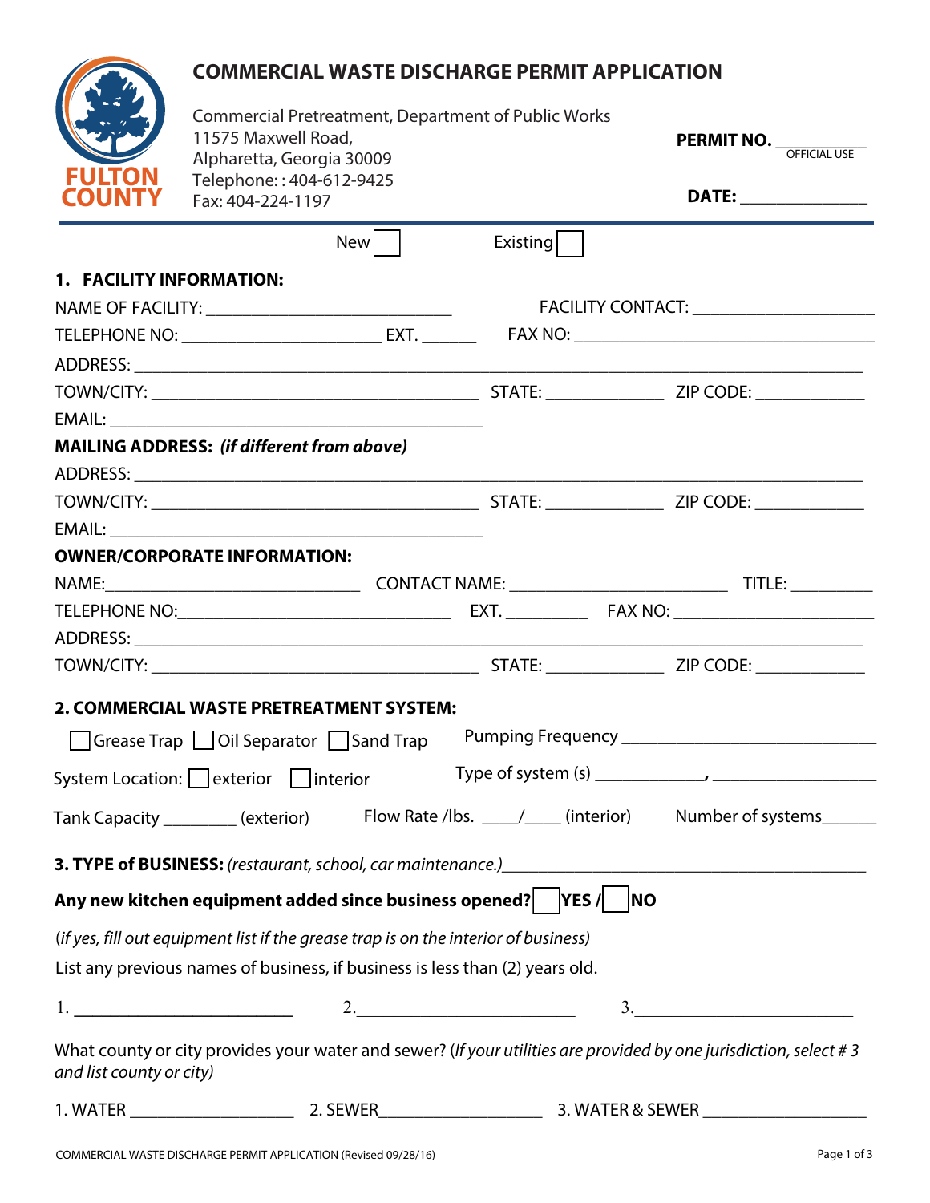# COMMERCIAL WASTE DISCHARGE PERMIT APPLICATION

FULTON COUNTY

Commercial Pretreatment, Department of Public Works
11575 Maxwell Road,
Alpharetta, Georgia 30009
Telephone: : 404-612-9425
Fax: 404-224-1197

**PERMIT NO.** ___________ OFFICIAL USE

**DATE:** _______________

New ☐ Existing ☐

## 1. FACILITY INFORMATION:

NAME OF FACILITY: ___________________________ FACILITY CONTACT: ____________________

TELEPHONE NO: ______________________ EXT. ______ FAX NO: _________________________________

ADDRESS: ___________________________________________________________________________

TOWN/CITY: ____________________________________ STATE: _____________ ZIP CODE: ____________

EMAIL: ________________________________________

**MAILING ADDRESS:** ***(if different from above)***

ADDRESS: ___________________________________________________________________________

TOWN/CITY: ____________________________________ STATE: _____________ ZIP CODE: ____________

EMAIL: ________________________________________

**OWNER/CORPORATE INFORMATION:**

NAME:____________________________ CONTACT NAME: ________________________ TITLE: _________

TELEPHONE NO:______________________________ EXT. _________ FAX NO: _____________________

ADDRESS: ___________________________________________________________________________

TOWN/CITY: ____________________________________ STATE: _____________ ZIP CODE: ____________

## 2. COMMERCIAL WASTE PRETREATMENT SYSTEM:

☐ Grease Trap ☐ Oil Separator ☐ Sand Trap Pumping Frequency ____________________________

System Location: ☐ exterior ☐ interior Type of system (s) ____________, __________________

Tank Capacity ________ (exterior) Flow Rate /lbs. ____/____ (interior) Number of systems______

**3. TYPE of BUSINESS:** *(restaurant, school, car maintenance.)*________________________________________

**Any new kitchen equipment added since business opened?** ☐ **YES /** ☐ **NO**

(*if yes, fill out equipment list if the grease trap is on the interior of business)*

List any previous names of business, if business is less than (2) years old.

1. ________________________ 2. ________________________ 3. ________________________

What county or city provides your water and sewer? (*If your utilities are provided by one jurisdiction, select # 3 and list county or city)*

1. WATER __________________ 2. SEWER__________________ 3. WATER & SEWER __________________

COMMERCIAL WASTE DISCHARGE PERMIT APPLICATION (Revised 09/28/16)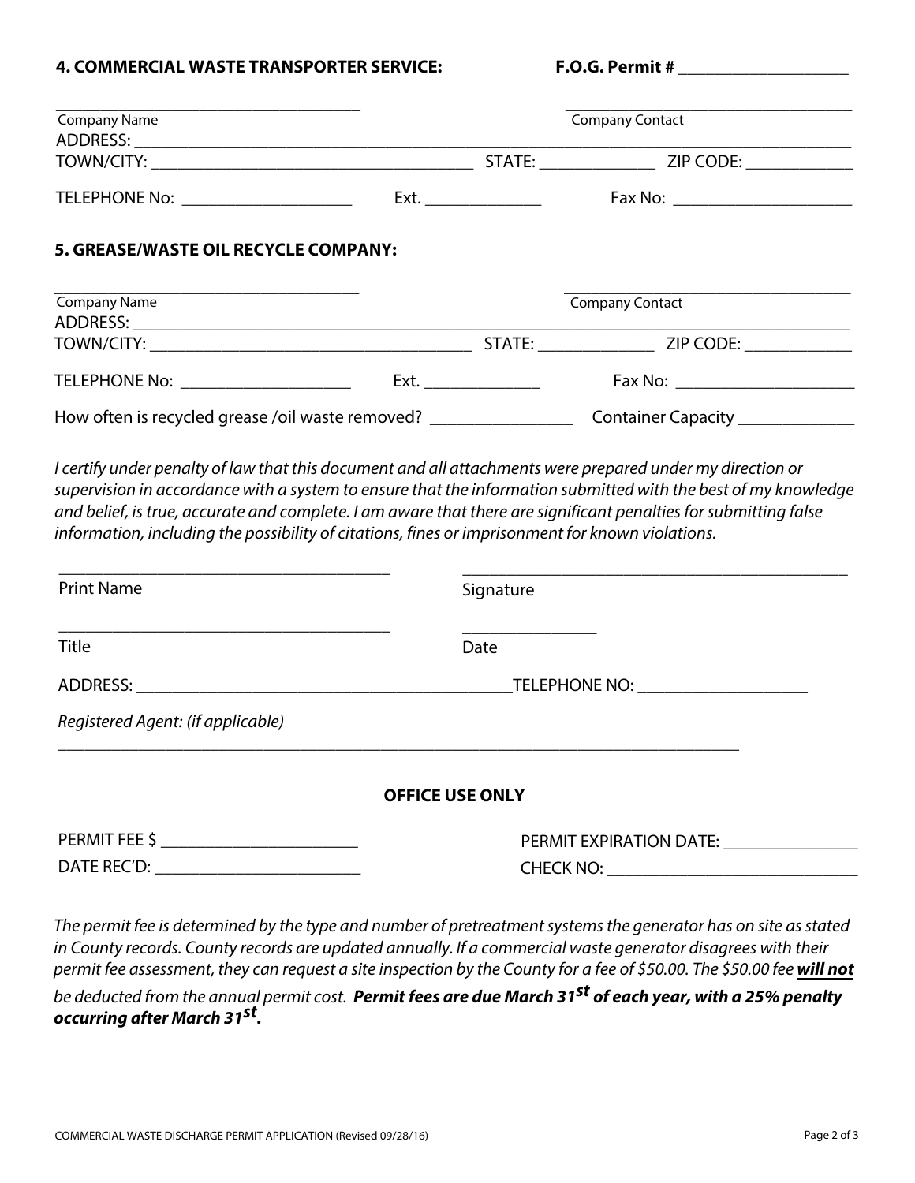**4. COMMERCIAL WASTE TRANSPORTER SERVICE:** **F.O.G. Permit #** ____________________

_____________________________________ _____________________________________
Company Name Company Contact

ADDRESS: ________________________________________________________________________________

TOWN/CITY: ______________________________________ STATE: ______________ ZIP CODE: _____________

TELEPHONE No: ____________________ Ext. ______________ Fax No: _____________________

**5. GREASE/WASTE OIL RECYCLE COMPANY:**

_____________________________________ _____________________________________
Company Name Company Contact

ADDRESS: ________________________________________________________________________________

TOWN/CITY: ______________________________________ STATE: ______________ ZIP CODE: _____________

TELEPHONE No: ____________________ Ext. ______________ Fax No: _____________________

How often is recycled grease /oil waste removed? _________________ Container Capacity ______________

*I certify under penalty of law that this document and all attachments were prepared under my direction or supervision in accordance with a system to ensure that the information submitted with the best of my knowledge and belief, is true, accurate and complete. I am aware that there are significant penalties for submitting false information, including the possibility of citations, fines or imprisonment for known violations.*

______________________________________ ______________________________________________
Print Name Signature

______________________________________ ________________
Title Date

ADDRESS: ____________________________________________TELEPHONE NO: ____________________

*Registered Agent: (if applicable)*

________________________________________________________________________________

**OFFICE USE ONLY**

PERMIT FEE $ _______________________ PERMIT EXPIRATION DATE: ________________

DATE REC'D: ________________________ CHECK NO: _____________________________

*The permit fee is determined by the type and number of pretreatment systems the generator has on site as stated in County records. County records are updated annually. If a commercial waste generator disagrees with their permit fee assessment, they can request a site inspection by the County for a fee of $50.00. The $50.00 fee* ***will not*** *be deducted from the annual permit cost.* ***Permit fees are due March 31st of each year, with a 25% penalty occurring after March 31st.***

COMMERCIAL WASTE DISCHARGE PERMIT APPLICATION (Revised 09/28/16)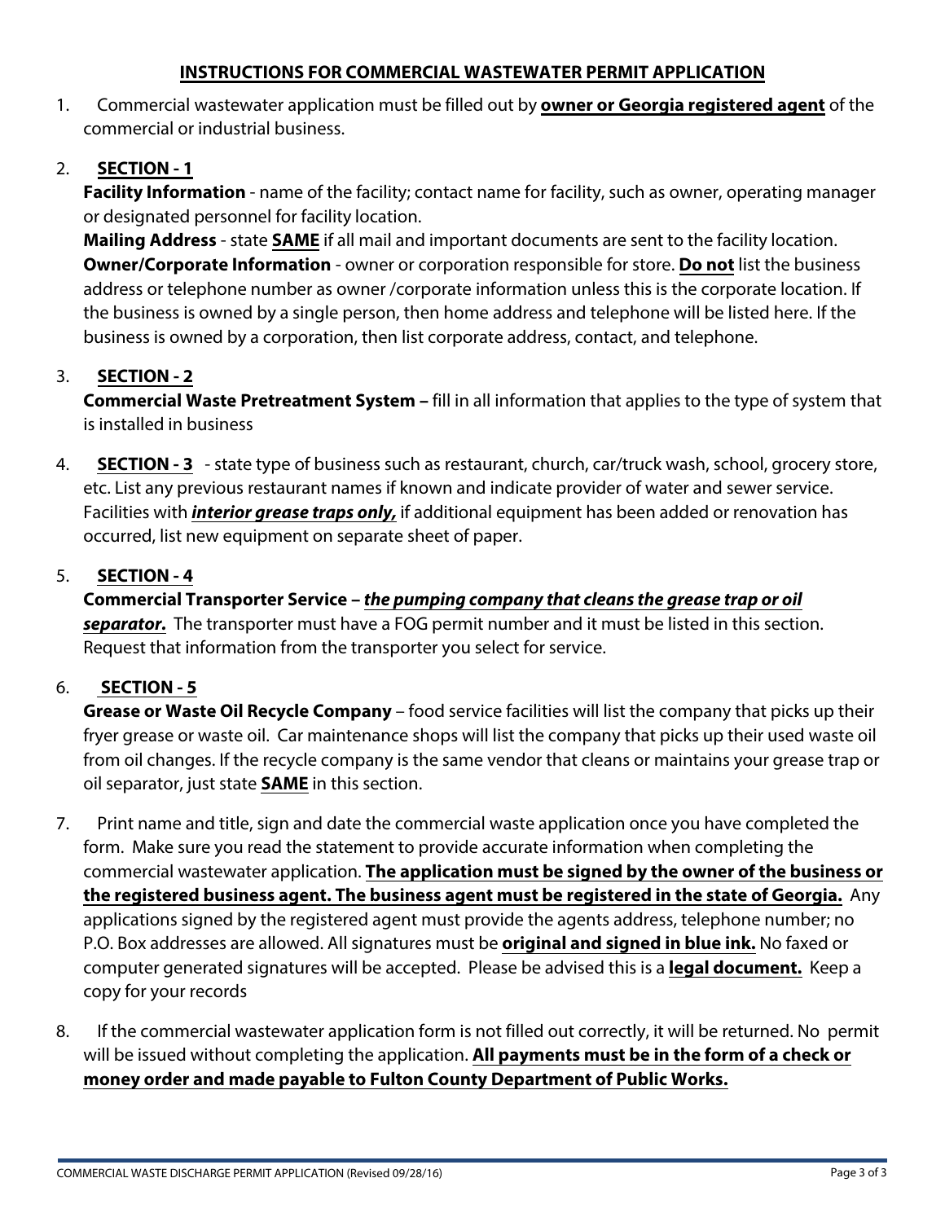# INSTRUCTIONS FOR COMMERCIAL WASTEWATER PERMIT APPLICATION

1. Commercial wastewater application must be filled out by **owner or Georgia registered agent** of the commercial or industrial business.

2. **SECTION - 1**
   **Facility Information** - name of the facility; contact name for facility, such as owner, operating manager or designated personnel for facility location.
   **Mailing Address** - state **SAME** if all mail and important documents are sent to the facility location.
   **Owner/Corporate Information** - owner or corporation responsible for store. **Do not** list the business address or telephone number as owner /corporate information unless this is the corporate location. If the business is owned by a single person, then home address and telephone will be listed here. If the business is owned by a corporation, then list corporate address, contact, and telephone.

3. **SECTION - 2**
   **Commercial Waste Pretreatment System –** fill in all information that applies to the type of system that is installed in business

4. **SECTION - 3** - state type of business such as restaurant, church, car/truck wash, school, grocery store, etc. List any previous restaurant names if known and indicate provider of water and sewer service. Facilities with ***interior grease traps only,*** if additional equipment has been added or renovation has occurred, list new equipment on separate sheet of paper.

5. **SECTION - 4**
   **Commercial Transporter Service – *the pumping company that cleans the grease trap or oil separator.*** The transporter must have a FOG permit number and it must be listed in this section. Request that information from the transporter you select for service.

6. **SECTION - 5**
   **Grease or Waste Oil Recycle Company** – food service facilities will list the company that picks up their fryer grease or waste oil. Car maintenance shops will list the company that picks up their used waste oil from oil changes. If the recycle company is the same vendor that cleans or maintains your grease trap or oil separator, just state **SAME** in this section.

7. Print name and title, sign and date the commercial waste application once you have completed the form. Make sure you read the statement to provide accurate information when completing the commercial wastewater application. **The application must be signed by the owner of the business or the registered business agent. The business agent must be registered in the state of Georgia.** Any applications signed by the registered agent must provide the agents address, telephone number; no P.O. Box addresses are allowed. All signatures must be **original and signed in blue ink.** No faxed or computer generated signatures will be accepted. Please be advised this is a **legal document.** Keep a copy for your records

8. If the commercial wastewater application form is not filled out correctly, it will be returned. No permit will be issued without completing the application. **All payments must be in the form of a check or money order and made payable to Fulton County Department of Public Works.**